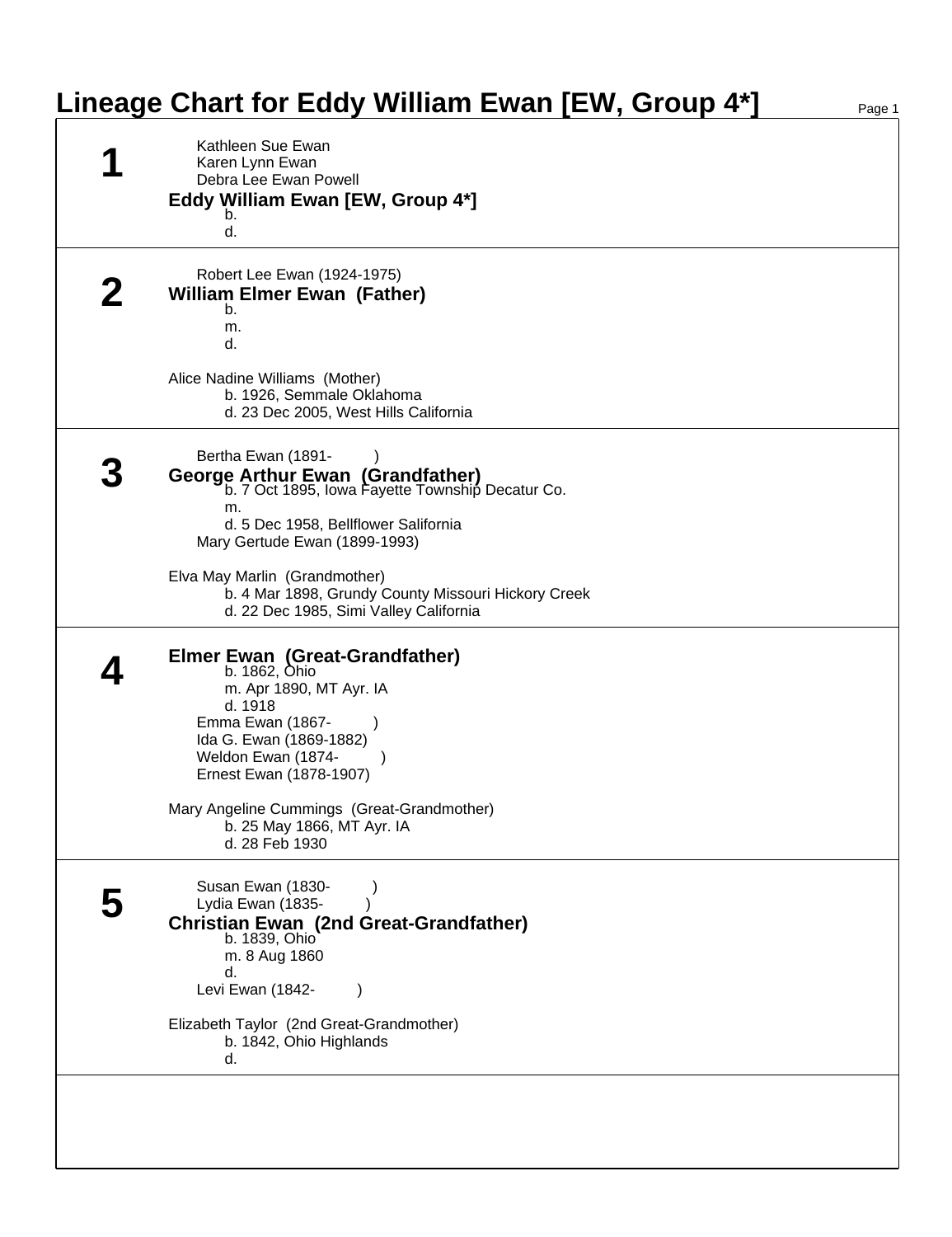# Lineage Chart for Eddy William Ewan [EW, Group 4*]

## 1

Kathleen Sue Ewan
Karen Lynn Ewan
Debra Lee Ewan Powell

**Eddy William Ewan [EW, Group 4*]**
b.
d.

## 2

Robert Lee Ewan (1924-1975)

**William Elmer Ewan (Father)**
b.
m.
d.

Alice Nadine Williams (Mother)
b. 1926, Semmale Oklahoma
d. 23 Dec 2005, West Hills California

## 3

Bertha Ewan (1891- )

**George Arthur Ewan (Grandfather)**
b. 7 Oct 1895, Iowa Fayette Township Decatur Co.
m.
d. 5 Dec 1958, Bellflower Salifornia

Mary Gertude Ewan (1899-1993)

Elva May Marlin (Grandmother)
b. 4 Mar 1898, Grundy County Missouri Hickory Creek
d. 22 Dec 1985, Simi Valley California

## 4

**Elmer Ewan (Great-Grandfather)**
b. 1862, Ohio
m. Apr 1890, MT Ayr. IA
d. 1918

Emma Ewan (1867- )
Ida G. Ewan (1869-1882)
Weldon Ewan (1874- )
Ernest Ewan (1878-1907)

Mary Angeline Cummings (Great-Grandmother)
b. 25 May 1866, MT Ayr. IA
d. 28 Feb 1930

## 5

Susan Ewan (1830- )
Lydia Ewan (1835- )

**Christian Ewan (2nd Great-Grandfather)**
b. 1839, Ohio
m. 8 Aug 1860
d.

Levi Ewan (1842- )

Elizabeth Taylor (2nd Great-Grandmother)
b. 1842, Ohio Highlands
d.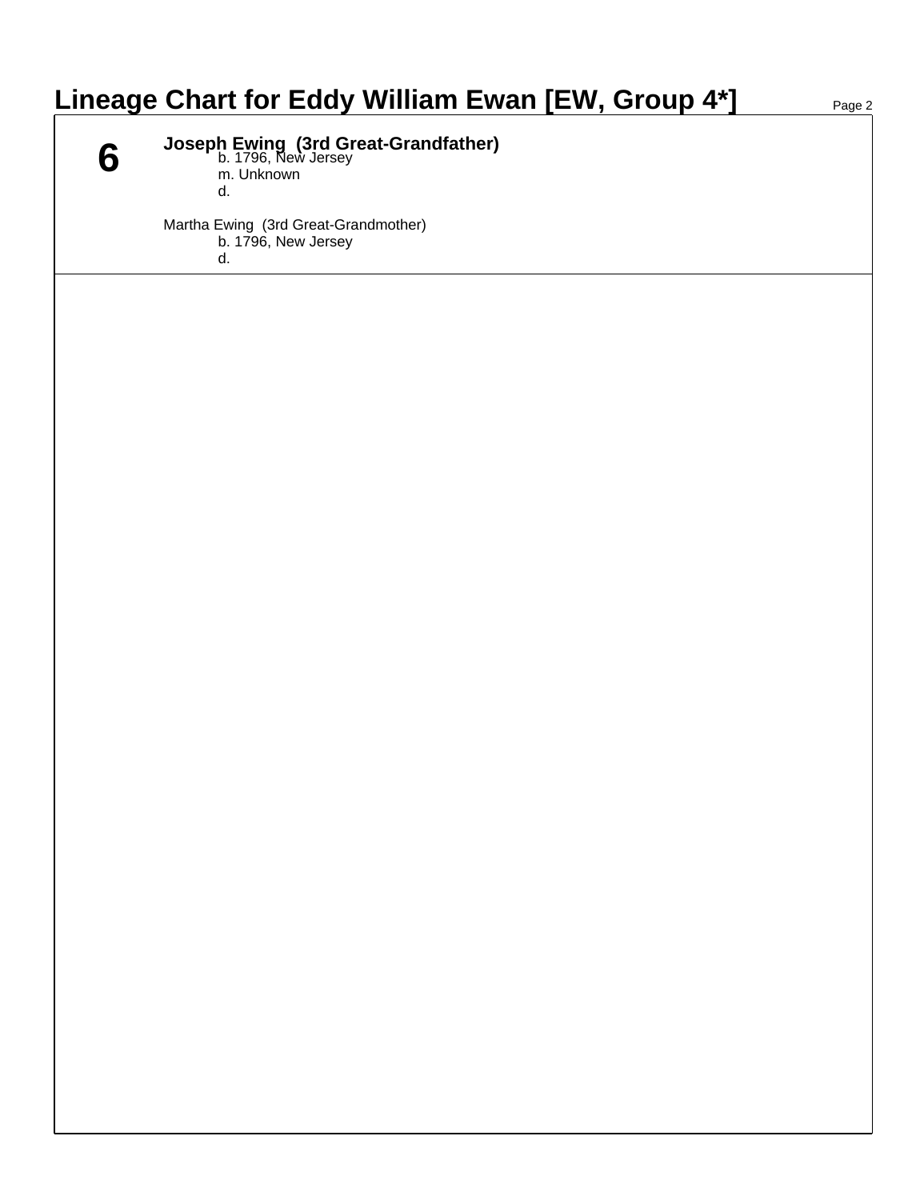# Lineage Chart for Eddy William Ewan [EW, Group 4*]

**6**

**Joseph Ewing (3rd Great-Grandfather)**
b. 1796, New Jersey
m. Unknown
d.

Martha Ewing (3rd Great-Grandmother)
b. 1796, New Jersey
d.